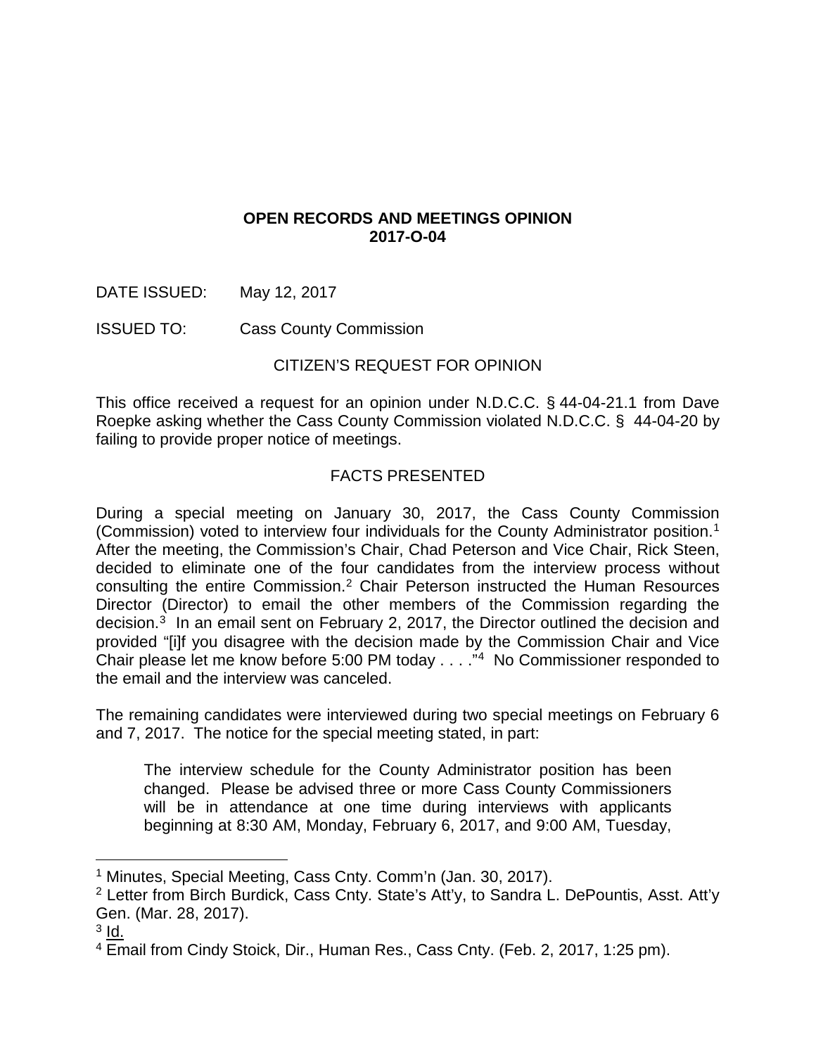**OPEN RECORDS AND MEETINGS OPINION**
**2017-O-04**

DATE ISSUED: May 12, 2017

ISSUED TO: Cass County Commission

## CITIZEN'S REQUEST FOR OPINION

This office received a request for an opinion under N.D.C.C. § 44-04-21.1 from Dave Roepke asking whether the Cass County Commission violated N.D.C.C. § 44-04-20 by failing to provide proper notice of meetings.

## FACTS PRESENTED

During a special meeting on January 30, 2017, the Cass County Commission (Commission) voted to interview four individuals for the County Administrator position.[1] After the meeting, the Commission's Chair, Chad Peterson and Vice Chair, Rick Steen, decided to eliminate one of the four candidates from the interview process without consulting the entire Commission.[2] Chair Peterson instructed the Human Resources Director (Director) to email the other members of the Commission regarding the decision.[3] In an email sent on February 2, 2017, the Director outlined the decision and provided "[i]f you disagree with the decision made by the Commission Chair and Vice Chair please let me know before 5:00 PM today . . . ."[4] No Commissioner responded to the email and the interview was canceled.

The remaining candidates were interviewed during two special meetings on February 6 and 7, 2017. The notice for the special meeting stated, in part:

> The interview schedule for the County Administrator position has been changed. Please be advised three or more Cass County Commissioners will be in attendance at one time during interviews with applicants beginning at 8:30 AM, Monday, February 6, 2017, and 9:00 AM, Tuesday,

---

[1] Minutes, Special Meeting, Cass Cnty. Comm'n (Jan. 30, 2017).
[2] Letter from Birch Burdick, Cass Cnty. State's Att'y, to Sandra L. DePountis, Asst. Att'y Gen. (Mar. 28, 2017).
[3] Id.
[4] Email from Cindy Stoick, Dir., Human Res., Cass Cnty. (Feb. 2, 2017, 1:25 pm).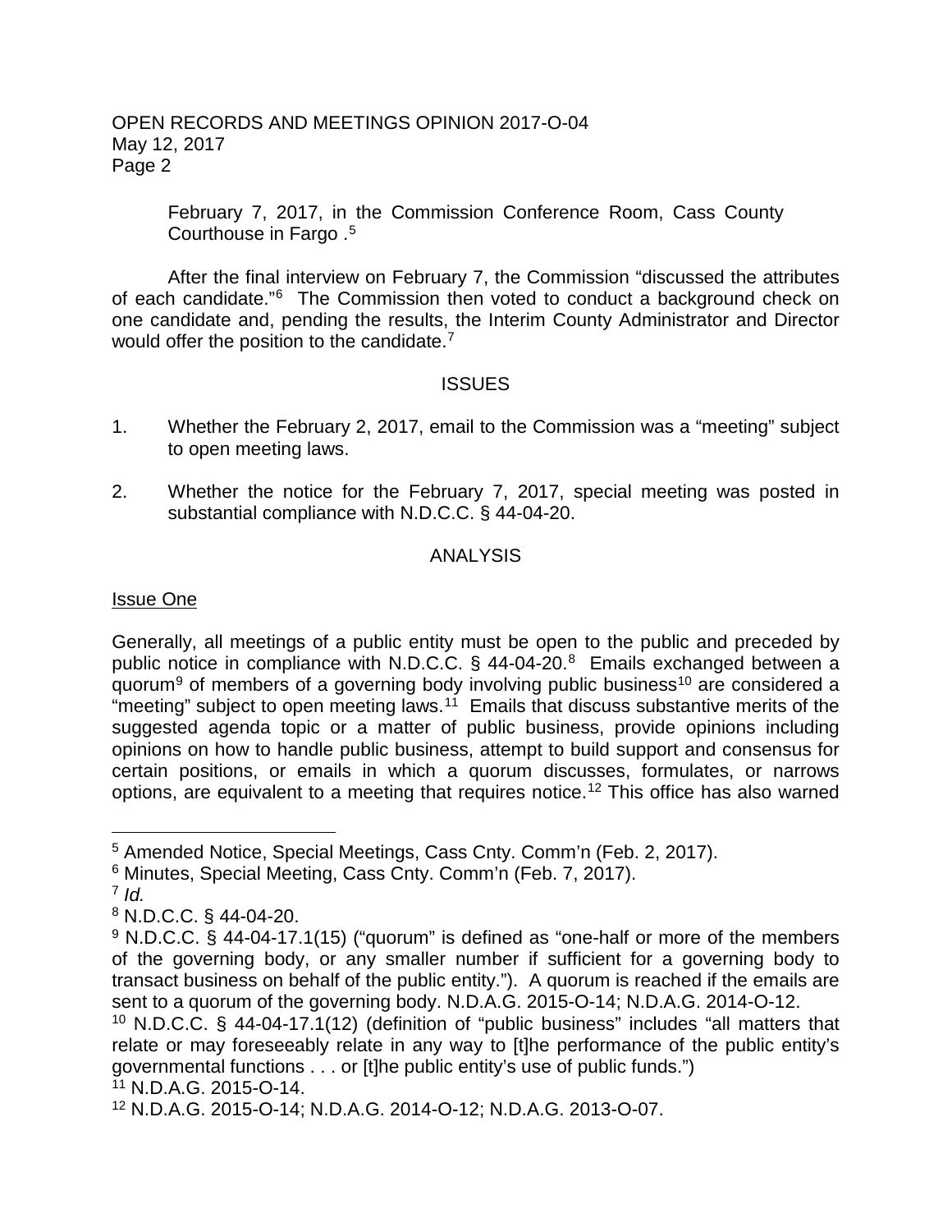February 7, 2017, in the Commission Conference Room, Cass County Courthouse in Fargo .[5]

After the final interview on February 7, the Commission "discussed the attributes of each candidate."[6] The Commission then voted to conduct a background check on one candidate and, pending the results, the Interim County Administrator and Director would offer the position to the candidate.[7]

## ISSUES

1. Whether the February 2, 2017, email to the Commission was a "meeting" subject to open meeting laws.

2. Whether the notice for the February 7, 2017, special meeting was posted in substantial compliance with N.D.C.C. § 44-04-20.

## ANALYSIS

### Issue One

Generally, all meetings of a public entity must be open to the public and preceded by public notice in compliance with N.D.C.C. § 44-04-20.[8] Emails exchanged between a quorum[9] of members of a governing body involving public business[10] are considered a "meeting" subject to open meeting laws.[11] Emails that discuss substantive merits of the suggested agenda topic or a matter of public business, provide opinions including opinions on how to handle public business, attempt to build support and consensus for certain positions, or emails in which a quorum discusses, formulates, or narrows options, are equivalent to a meeting that requires notice.[12] This office has also warned

---

[5] Amended Notice, Special Meetings, Cass Cnty. Comm'n (Feb. 2, 2017).

[6] Minutes, Special Meeting, Cass Cnty. Comm'n (Feb. 7, 2017).

[7] *Id.*

[8] N.D.C.C. § 44-04-20.

[9] N.D.C.C. § 44-04-17.1(15) ("quorum" is defined as "one-half or more of the members of the governing body, or any smaller number if sufficient for a governing body to transact business on behalf of the public entity."). A quorum is reached if the emails are sent to a quorum of the governing body. N.D.A.G. 2015-O-14; N.D.A.G. 2014-O-12.

[10] N.D.C.C. § 44-04-17.1(12) (definition of "public business" includes "all matters that relate or may foreseeably relate in any way to [t]he performance of the public entity's governmental functions . . . or [t]he public entity's use of public funds.")

[11] N.D.A.G. 2015-O-14.

[12] N.D.A.G. 2015-O-14; N.D.A.G. 2014-O-12; N.D.A.G. 2013-O-07.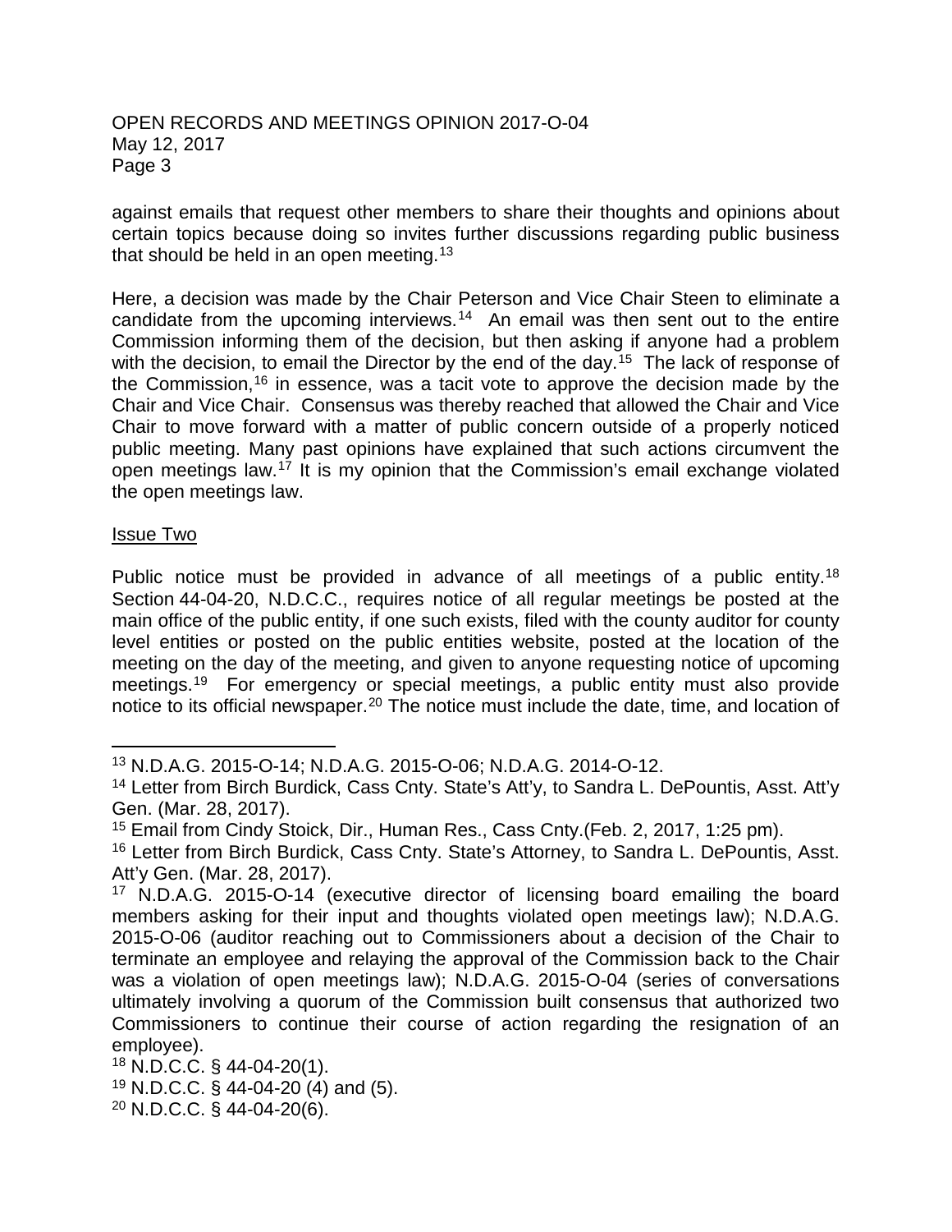against emails that request other members to share their thoughts and opinions about certain topics because doing so invites further discussions regarding public business that should be held in an open meeting.[13]

Here, a decision was made by the Chair Peterson and Vice Chair Steen to eliminate a candidate from the upcoming interviews.[14] An email was then sent out to the entire Commission informing them of the decision, but then asking if anyone had a problem with the decision, to email the Director by the end of the day.[15] The lack of response of the Commission,[16] in essence, was a tacit vote to approve the decision made by the Chair and Vice Chair. Consensus was thereby reached that allowed the Chair and Vice Chair to move forward with a matter of public concern outside of a properly noticed public meeting. Many past opinions have explained that such actions circumvent the open meetings law.[17] It is my opinion that the Commission's email exchange violated the open meetings law.

Issue Two

Public notice must be provided in advance of all meetings of a public entity.[18] Section 44-04-20, N.D.C.C., requires notice of all regular meetings be posted at the main office of the public entity, if one such exists, filed with the county auditor for county level entities or posted on the public entities website, posted at the location of the meeting on the day of the meeting, and given to anyone requesting notice of upcoming meetings.[19] For emergency or special meetings, a public entity must also provide notice to its official newspaper.[20] The notice must include the date, time, and location of

---

[13] N.D.A.G. 2015-O-14; N.D.A.G. 2015-O-06; N.D.A.G. 2014-O-12.

[14] Letter from Birch Burdick, Cass Cnty. State's Att'y, to Sandra L. DePountis, Asst. Att'y Gen. (Mar. 28, 2017).

[15] Email from Cindy Stoick, Dir., Human Res., Cass Cnty.(Feb. 2, 2017, 1:25 pm).

[16] Letter from Birch Burdick, Cass Cnty. State's Attorney, to Sandra L. DePountis, Asst. Att'y Gen. (Mar. 28, 2017).

[17] N.D.A.G. 2015-O-14 (executive director of licensing board emailing the board members asking for their input and thoughts violated open meetings law); N.D.A.G. 2015-O-06 (auditor reaching out to Commissioners about a decision of the Chair to terminate an employee and relaying the approval of the Commission back to the Chair was a violation of open meetings law); N.D.A.G. 2015-O-04 (series of conversations ultimately involving a quorum of the Commission built consensus that authorized two Commissioners to continue their course of action regarding the resignation of an employee).

[18] N.D.C.C. § 44-04-20(1).

[19] N.D.C.C. § 44-04-20 (4) and (5).

[20] N.D.C.C. § 44-04-20(6).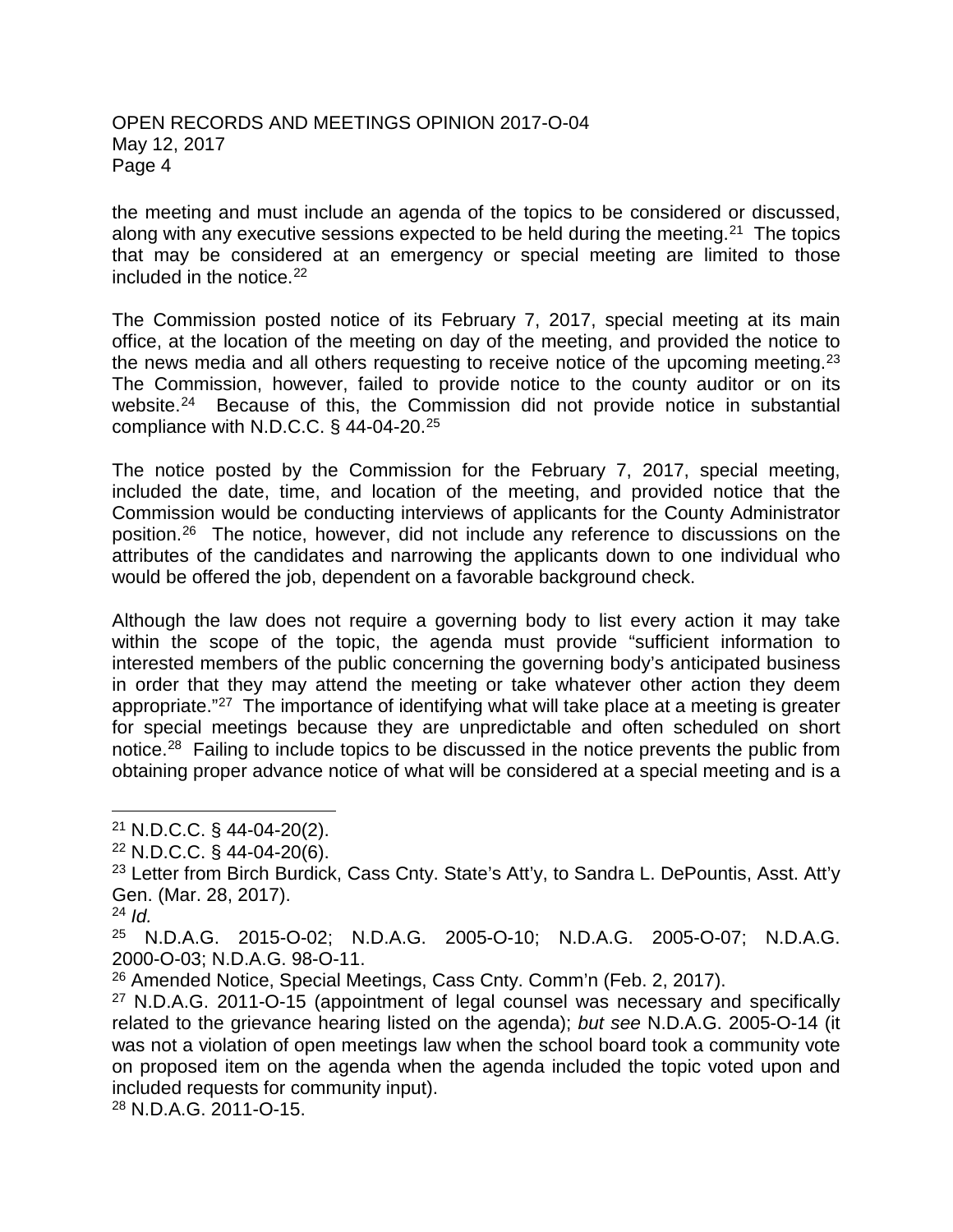the meeting and must include an agenda of the topics to be considered or discussed, along with any executive sessions expected to be held during the meeting.[21] The topics that may be considered at an emergency or special meeting are limited to those included in the notice.[22]

The Commission posted notice of its February 7, 2017, special meeting at its main office, at the location of the meeting on day of the meeting, and provided the notice to the news media and all others requesting to receive notice of the upcoming meeting.[23] The Commission, however, failed to provide notice to the county auditor or on its website.[24] Because of this, the Commission did not provide notice in substantial compliance with N.D.C.C. § 44-04-20.[25]

The notice posted by the Commission for the February 7, 2017, special meeting, included the date, time, and location of the meeting, and provided notice that the Commission would be conducting interviews of applicants for the County Administrator position.[26] The notice, however, did not include any reference to discussions on the attributes of the candidates and narrowing the applicants down to one individual who would be offered the job, dependent on a favorable background check.

Although the law does not require a governing body to list every action it may take within the scope of the topic, the agenda must provide "sufficient information to interested members of the public concerning the governing body's anticipated business in order that they may attend the meeting or take whatever other action they deem appropriate."[27] The importance of identifying what will take place at a meeting is greater for special meetings because they are unpredictable and often scheduled on short notice.[28] Failing to include topics to be discussed in the notice prevents the public from obtaining proper advance notice of what will be considered at a special meeting and is a

---

[21] N.D.C.C. § 44-04-20(2).

[22] N.D.C.C. § 44-04-20(6).

[23] Letter from Birch Burdick, Cass Cnty. State's Att'y, to Sandra L. DePountis, Asst. Att'y Gen. (Mar. 28, 2017).

[24] *Id.*

[25] N.D.A.G. 2015-O-02; N.D.A.G. 2005-O-10; N.D.A.G. 2005-O-07; N.D.A.G. 2000-O-03; N.D.A.G. 98-O-11.

[26] Amended Notice, Special Meetings, Cass Cnty. Comm'n (Feb. 2, 2017).

[27] N.D.A.G. 2011-O-15 (appointment of legal counsel was necessary and specifically related to the grievance hearing listed on the agenda); *but see* N.D.A.G. 2005-O-14 (it was not a violation of open meetings law when the school board took a community vote on proposed item on the agenda when the agenda included the topic voted upon and included requests for community input).

[28] N.D.A.G. 2011-O-15.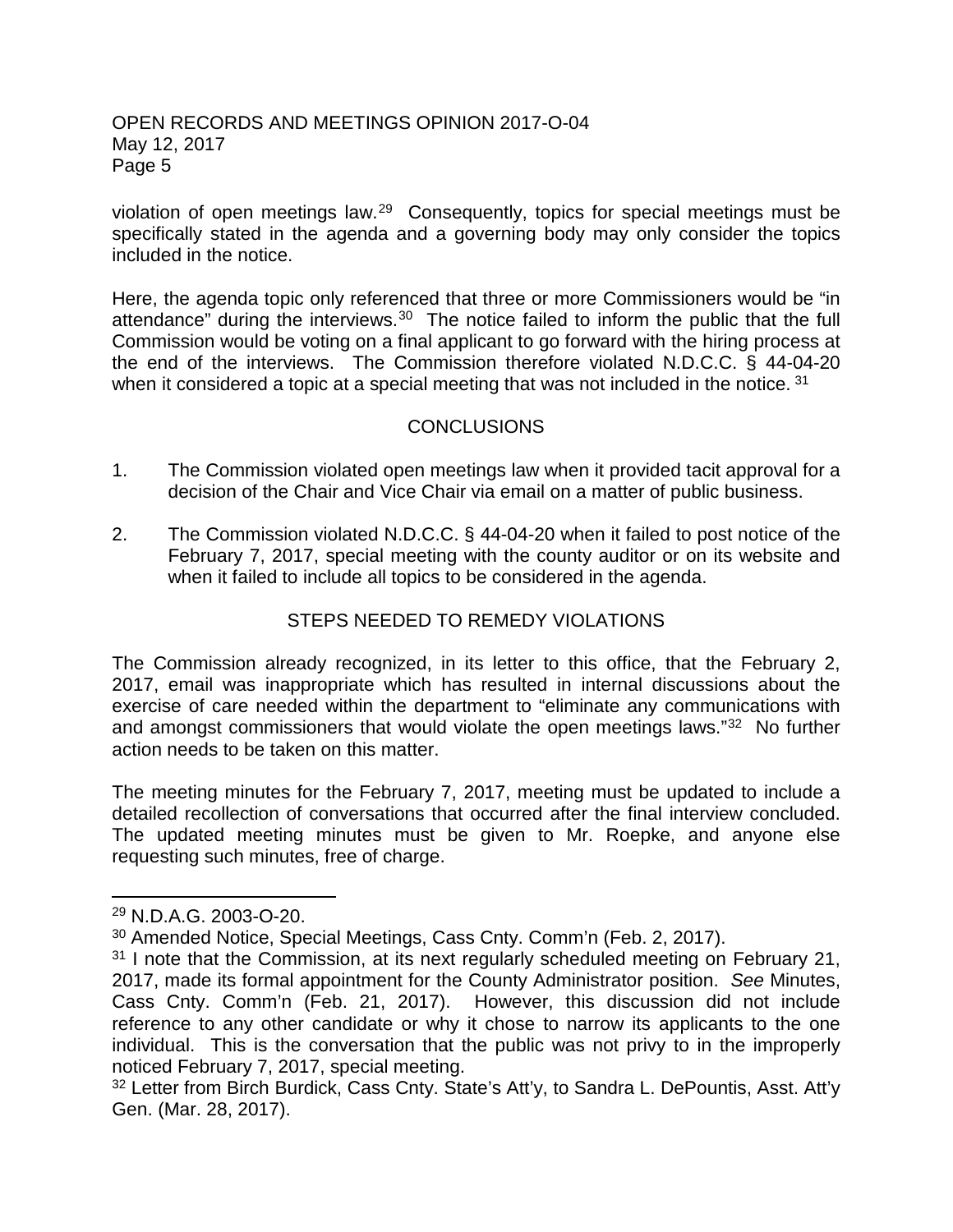violation of open meetings law.[29] Consequently, topics for special meetings must be specifically stated in the agenda and a governing body may only consider the topics included in the notice.

Here, the agenda topic only referenced that three or more Commissioners would be "in attendance" during the interviews.[30] The notice failed to inform the public that the full Commission would be voting on a final applicant to go forward with the hiring process at the end of the interviews. The Commission therefore violated N.D.C.C. § 44-04-20 when it considered a topic at a special meeting that was not included in the notice.[31]

## CONCLUSIONS

1. The Commission violated open meetings law when it provided tacit approval for a decision of the Chair and Vice Chair via email on a matter of public business.

2. The Commission violated N.D.C.C. § 44-04-20 when it failed to post notice of the February 7, 2017, special meeting with the county auditor or on its website and when it failed to include all topics to be considered in the agenda.

## STEPS NEEDED TO REMEDY VIOLATIONS

The Commission already recognized, in its letter to this office, that the February 2, 2017, email was inappropriate which has resulted in internal discussions about the exercise of care needed within the department to "eliminate any communications with and amongst commissioners that would violate the open meetings laws."[32] No further action needs to be taken on this matter.

The meeting minutes for the February 7, 2017, meeting must be updated to include a detailed recollection of conversations that occurred after the final interview concluded. The updated meeting minutes must be given to Mr. Roepke, and anyone else requesting such minutes, free of charge.

---

[29] N.D.A.G. 2003-O-20.

[30] Amended Notice, Special Meetings, Cass Cnty. Comm'n (Feb. 2, 2017).

[31] I note that the Commission, at its next regularly scheduled meeting on February 21, 2017, made its formal appointment for the County Administrator position. *See* Minutes, Cass Cnty. Comm'n (Feb. 21, 2017). However, this discussion did not include reference to any other candidate or why it chose to narrow its applicants to the one individual. This is the conversation that the public was not privy to in the improperly noticed February 7, 2017, special meeting.

[32] Letter from Birch Burdick, Cass Cnty. State's Att'y, to Sandra L. DePountis, Asst. Att'y Gen. (Mar. 28, 2017).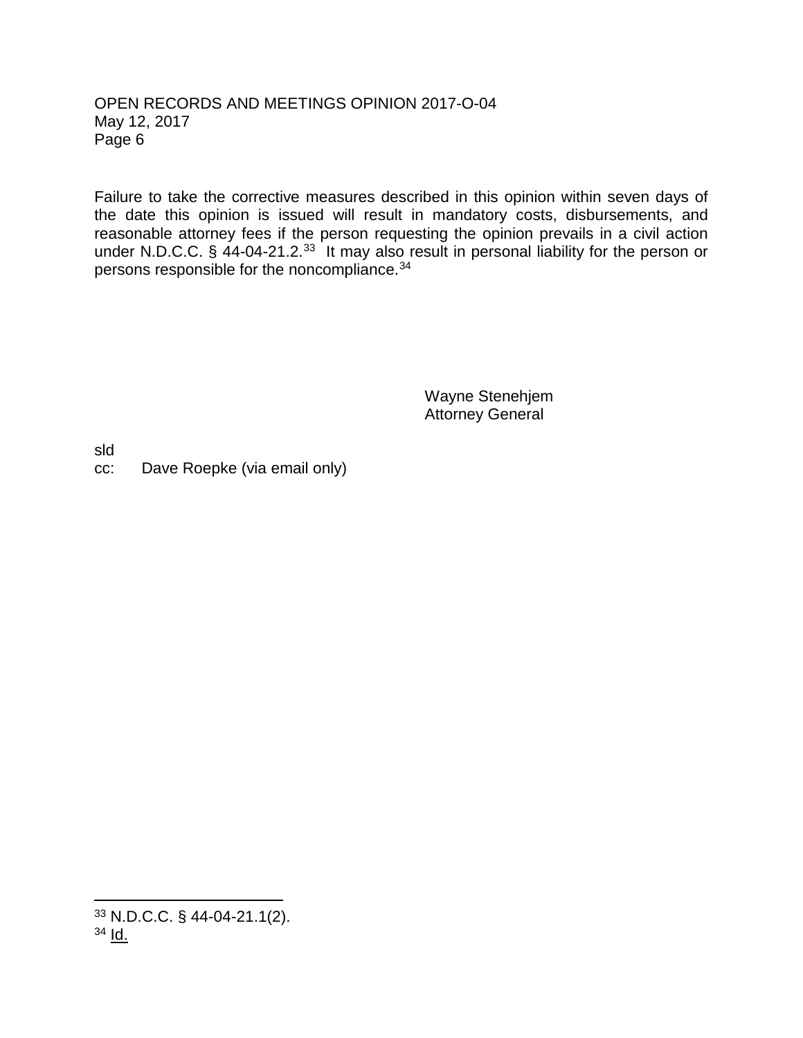Failure to take the corrective measures described in this opinion within seven days of the date this opinion is issued will result in mandatory costs, disbursements, and reasonable attorney fees if the person requesting the opinion prevails in a civil action under N.D.C.C. § 44-04-21.2.[33] It may also result in personal liability for the person or persons responsible for the noncompliance.[34]

Wayne Stenehjem
Attorney General

sld
cc: Dave Roepke (via email only)

---

[33] N.D.C.C. § 44-04-21.1(2).
[34] Id.